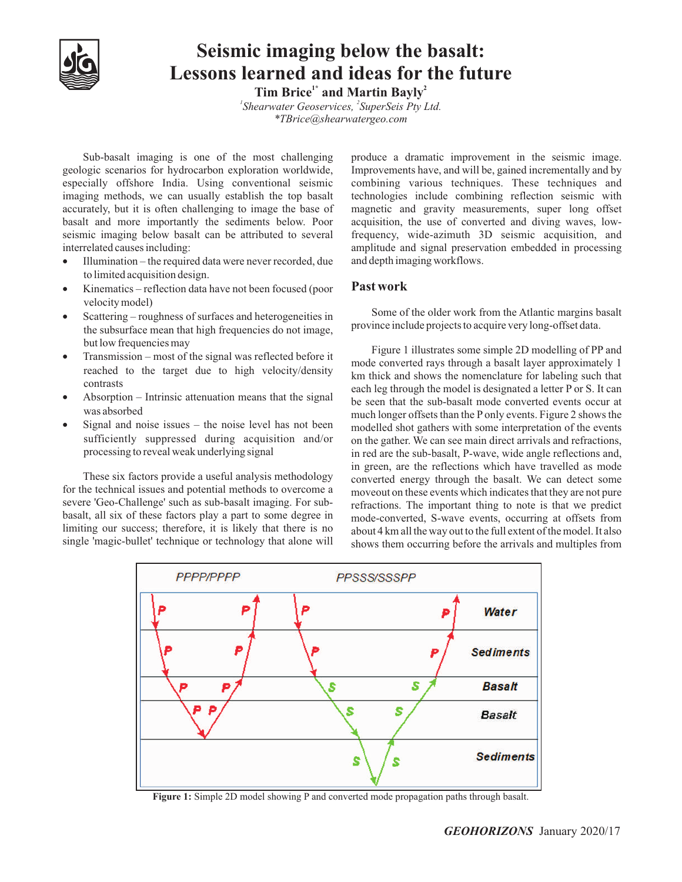# Seismic imaging below the basalt: Lessons learned and ideas for the future

**Tim Brice[1*] and Martin Bayly[2]**

*[1]Shearwater Geoservices, [2]SuperSeis Pty Ltd.*
*\*TBrice@shearwatergeo.com*

Sub-basalt imaging is one of the most challenging geologic scenarios for hydrocarbon exploration worldwide, especially offshore India. Using conventional seismic imaging methods, we can usually establish the top basalt accurately, but it is often challenging to image the base of basalt and more importantly the sediments below. Poor seismic imaging below basalt can be attributed to several interrelated causes including:

- Illumination – the required data were never recorded, due to limited acquisition design.
- Kinematics – reflection data have not been focused (poor velocity model)
- Scattering – roughness of surfaces and heterogeneities in the subsurface mean that high frequencies do not image, but low frequencies may
- Transmission – most of the signal was reflected before it reached the target due to high velocity/density contrasts
- Absorption – Intrinsic attenuation means that the signal was absorbed
- Signal and noise issues – the noise level has not been sufficiently suppressed during acquisition and/or processing to reveal weak underlying signal

These six factors provide a useful analysis methodology for the technical issues and potential methods to overcome a severe 'Geo-Challenge' such as sub-basalt imaging. For sub-basalt, all six of these factors play a part to some degree in limiting our success; therefore, it is likely that there is no single 'magic-bullet' technique or technology that alone will produce a dramatic improvement in the seismic image. Improvements have, and will be, gained incrementally and by combining various techniques. These techniques and technologies include combining reflection seismic with magnetic and gravity measurements, super long offset acquisition, the use of converted and diving waves, low-frequency, wide-azimuth 3D seismic acquisition, and amplitude and signal preservation embedded in processing and depth imaging workflows.

## Past work

Some of the older work from the Atlantic margins basalt province include projects to acquire very long-offset data.

Figure 1 illustrates some simple 2D modelling of PP and mode converted rays through a basalt layer approximately 1 km thick and shows the nomenclature for labeling such that each leg through the model is designated a letter P or S. It can be seen that the sub-basalt mode converted events occur at much longer offsets than the P only events. Figure 2 shows the modelled shot gathers with some interpretation of the events on the gather. We can see main direct arrivals and refractions, in red are the sub-basalt, P-wave, wide angle reflections and, in green, are the reflections which have travelled as mode converted energy through the basalt. We can detect some moveout on these events which indicates that they are not pure refractions. The important thing to note is that we predict mode-converted, S-wave events, occurring at offsets from about 4 km all the way out to the full extent of the model. It also shows them occurring before the arrivals and multiples from

**Figure 1:** Simple 2D model showing P and converted mode propagation paths through basalt.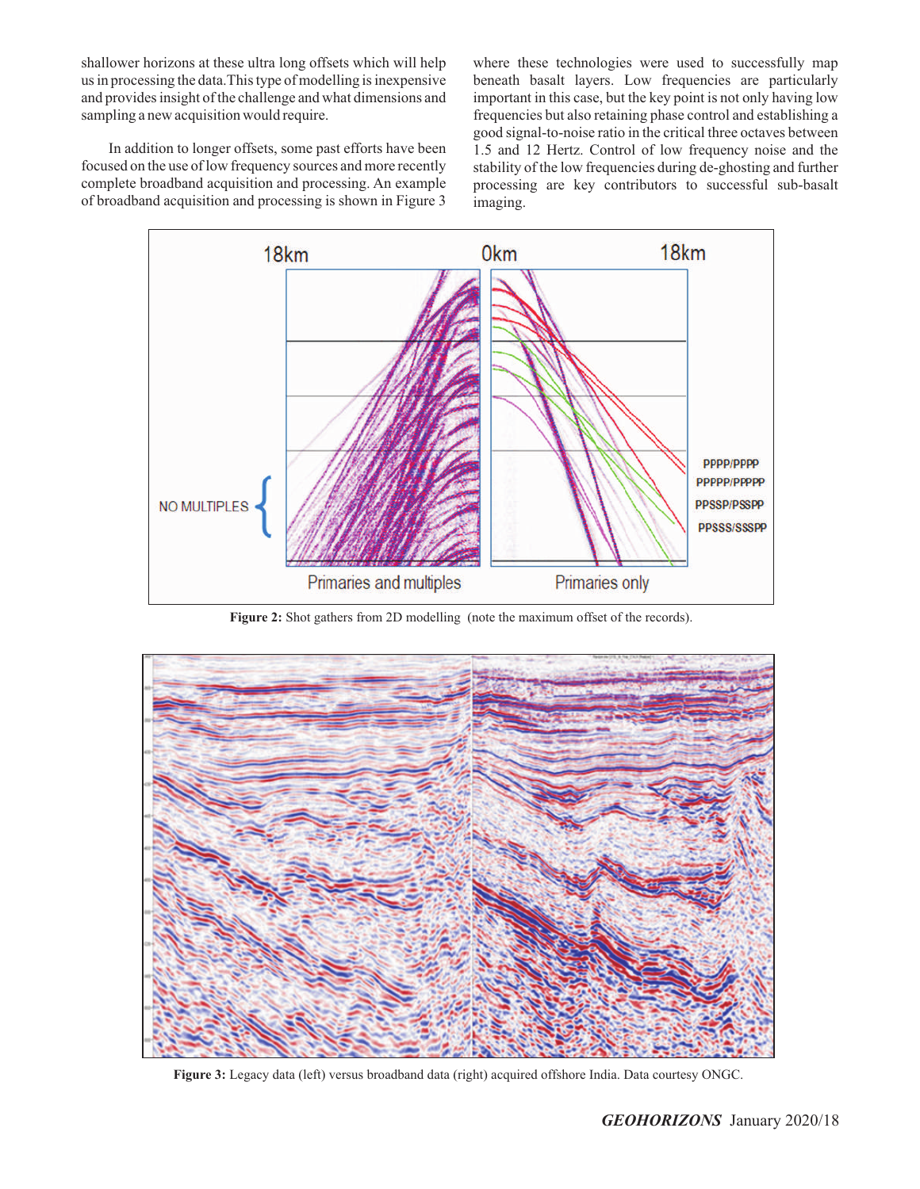shallower horizons at these ultra long offsets which will help us in processing the data. This type of modelling is inexpensive and provides insight of the challenge and what dimensions and sampling a new acquisition would require.

In addition to longer offsets, some past efforts have been focused on the use of low frequency sources and more recently complete broadband acquisition and processing. An example of broadband acquisition and processing is shown in Figure 3 where these technologies were used to successfully map beneath basalt layers. Low frequencies are particularly important in this case, but the key point is not only having low frequencies but also retaining phase control and establishing a good signal-to-noise ratio in the critical three octaves between 1.5 and 12 Hertz. Control of low frequency noise and the stability of the low frequencies during de-ghosting and further processing are key contributors to successful sub-basalt imaging.

**Figure 2:** Shot gathers from 2D modelling (note the maximum offset of the records).

**Figure 3:** Legacy data (left) versus broadband data (right) acquired offshore India. Data courtesy ONGC.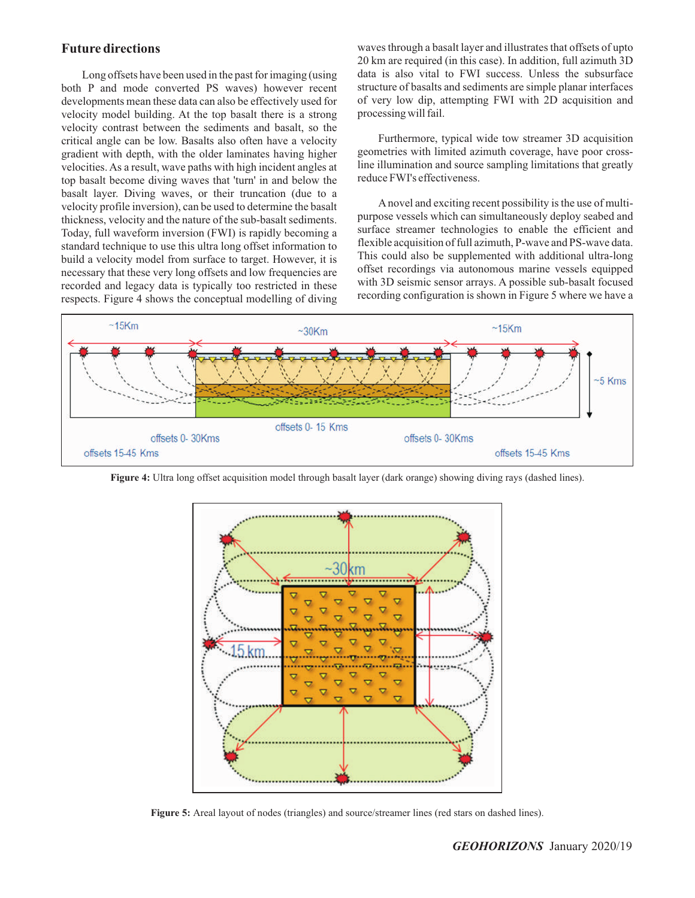## Future directions

Long offsets have been used in the past for imaging (using both P and mode converted PS waves) however recent developments mean these data can also be effectively used for velocity model building. At the top basalt there is a strong velocity contrast between the sediments and basalt, so the critical angle can be low. Basalts also often have a velocity gradient with depth, with the older laminates having higher velocities. As a result, wave paths with high incident angles at top basalt become diving waves that 'turn' in and below the basalt layer. Diving waves, or their truncation (due to a velocity profile inversion), can be used to determine the basalt thickness, velocity and the nature of the sub-basalt sediments. Today, full waveform inversion (FWI) is rapidly becoming a standard technique to use this ultra long offset information to build a velocity model from surface to target. However, it is necessary that these very long offsets and low frequencies are recorded and legacy data is typically too restricted in these respects. Figure 4 shows the conceptual modelling of diving waves through a basalt layer and illustrates that offsets of upto 20 km are required (in this case). In addition, full azimuth 3D data is also vital to FWI success. Unless the subsurface structure of basalts and sediments are simple planar interfaces of very low dip, attempting FWI with 2D acquisition and processing will fail.

Furthermore, typical wide tow streamer 3D acquisition geometries with limited azimuth coverage, have poor cross-line illumination and source sampling limitations that greatly reduce FWI's effectiveness.

A novel and exciting recent possibility is the use of multi-purpose vessels which can simultaneously deploy seabed and surface streamer technologies to enable the efficient and flexible acquisition of full azimuth, P-wave and PS-wave data. This could also be supplemented with additional ultra-long offset recordings via autonomous marine vessels equipped with 3D seismic sensor arrays. A possible sub-basalt focused recording configuration is shown in Figure 5 where we have a

**Figure 4:** Ultra long offset acquisition model through basalt layer (dark orange) showing diving rays (dashed lines).

**Figure 5:** Areal layout of nodes (triangles) and source/streamer lines (red stars on dashed lines).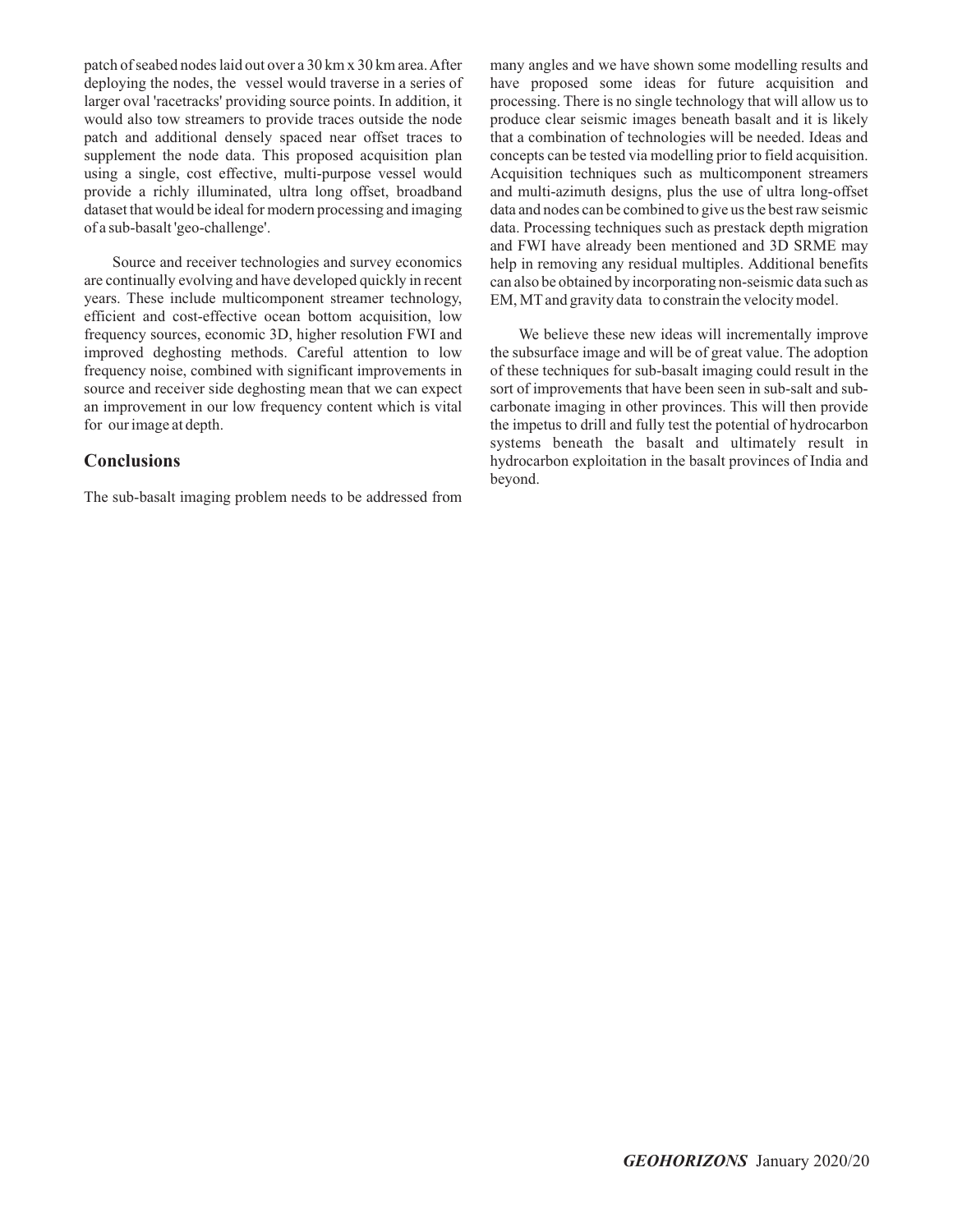patch of seabed nodes laid out over a 30 km x 30 km area. After deploying the nodes, the vessel would traverse in a series of larger oval 'racetracks' providing source points. In addition, it would also tow streamers to provide traces outside the node patch and additional densely spaced near offset traces to supplement the node data. This proposed acquisition plan using a single, cost effective, multi-purpose vessel would provide a richly illuminated, ultra long offset, broadband dataset that would be ideal for modern processing and imaging of a sub-basalt 'geo-challenge'.

Source and receiver technologies and survey economics are continually evolving and have developed quickly in recent years. These include multicomponent streamer technology, efficient and cost-effective ocean bottom acquisition, low frequency sources, economic 3D, higher resolution FWI and improved deghosting methods. Careful attention to low frequency noise, combined with significant improvements in source and receiver side deghosting mean that we can expect an improvement in our low frequency content which is vital for our image at depth.

## Conclusions

The sub-basalt imaging problem needs to be addressed from many angles and we have shown some modelling results and have proposed some ideas for future acquisition and processing. There is no single technology that will allow us to produce clear seismic images beneath basalt and it is likely that a combination of technologies will be needed. Ideas and concepts can be tested via modelling prior to field acquisition. Acquisition techniques such as multicomponent streamers and multi-azimuth designs, plus the use of ultra long-offset data and nodes can be combined to give us the best raw seismic data. Processing techniques such as prestack depth migration and FWI have already been mentioned and 3D SRME may help in removing any residual multiples. Additional benefits can also be obtained by incorporating non-seismic data such as EM, MT and gravity data to constrain the velocity model.

We believe these new ideas will incrementally improve the subsurface image and will be of great value. The adoption of these techniques for sub-basalt imaging could result in the sort of improvements that have been seen in sub-salt and sub-carbonate imaging in other provinces. This will then provide the impetus to drill and fully test the potential of hydrocarbon systems beneath the basalt and ultimately result in hydrocarbon exploitation in the basalt provinces of India and beyond.